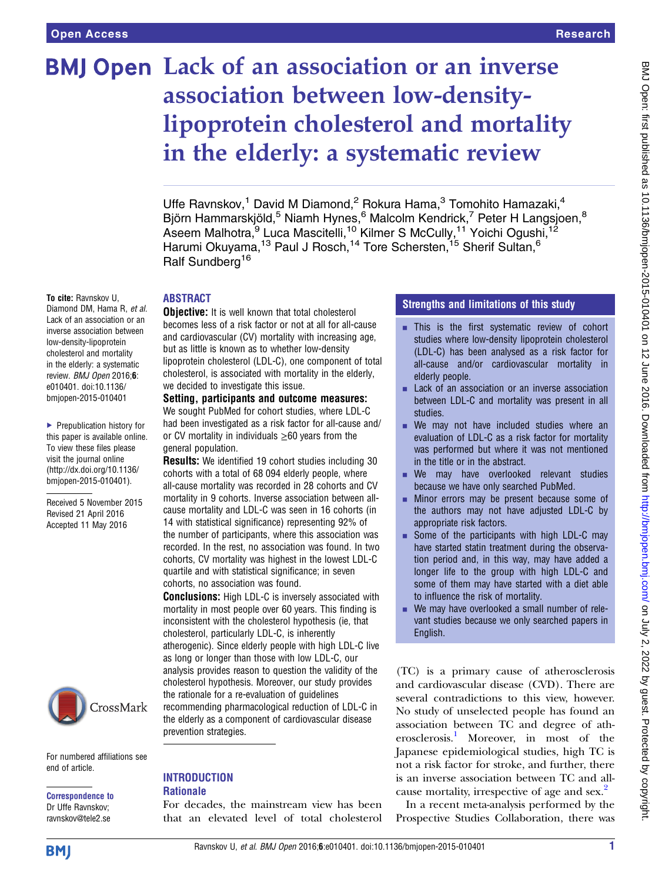# Lack of an association or an inverse association between low-density-lipoprotein cholesterol and mortality in the elderly: a systematic review

Uffe Ravnskov,[1] David M Diamond,[2] Rokura Hama,[3] Tomohito Hamazaki,[4] Björn Hammarskjöld,[5] Niamh Hynes,[6] Malcolm Kendrick,[7] Peter H Langsjoen,[8] Aseem Malhotra,[9] Luca Mascitelli,[10] Kilmer S McCully,[11] Yoichi Ogushi,[12] Harumi Okuyama,[13] Paul J Rosch,[14] Tore Schersten,[15] Sherif Sultan,[6] Ralf Sundberg[16]

**To cite:** Ravnskov U, Diamond DM, Hama R, *et al*. Lack of an association or an inverse association between low-density-lipoprotein cholesterol and mortality in the elderly: a systematic review. *BMJ Open* 2016;**6**:e010401. doi:10.1136/bmjopen-2015-010401

▸ Prepublication history for this paper is available online. To view these files please visit the journal online (http://dx.doi.org/10.1136/bmjopen-2015-010401).

Received 5 November 2015
Revised 21 April 2016
Accepted 11 May 2016

For numbered affiliations see end of article.

**Correspondence to**
Dr Uffe Ravnskov;
ravnskov@tele2.se

## ABSTRACT

**Objective:** It is well known that total cholesterol becomes less of a risk factor or not at all for all-cause and cardiovascular (CV) mortality with increasing age, but as little is known as to whether low-density lipoprotein cholesterol (LDL-C), one component of total cholesterol, is associated with mortality in the elderly, we decided to investigate this issue.

**Setting, participants and outcome measures:** We sought PubMed for cohort studies, where LDL-C had been investigated as a risk factor for all-cause and/or CV mortality in individuals ≥60 years from the general population.

**Results:** We identified 19 cohort studies including 30 cohorts with a total of 68 094 elderly people, where all-cause mortality was recorded in 28 cohorts and CV mortality in 9 cohorts. Inverse association between all-cause mortality and LDL-C was seen in 16 cohorts (in 14 with statistical significance) representing 92% of the number of participants, where this association was recorded. In the rest, no association was found. In two cohorts, CV mortality was highest in the lowest LDL-C quartile and with statistical significance; in seven cohorts, no association was found.

**Conclusions:** High LDL-C is inversely associated with mortality in most people over 60 years. This finding is inconsistent with the cholesterol hypothesis (ie, that cholesterol, particularly LDL-C, is inherently atherogenic). Since elderly people with high LDL-C live as long or longer than those with low LDL-C, our analysis provides reason to question the validity of the cholesterol hypothesis. Moreover, our study provides the rationale for a re-evaluation of guidelines recommending pharmacological reduction of LDL-C in the elderly as a component of cardiovascular disease prevention strategies.

### Strengths and limitations of this study

- This is the first systematic review of cohort studies where low-density lipoprotein cholesterol (LDL-C) has been analysed as a risk factor for all-cause and/or cardiovascular mortality in elderly people.
- Lack of an association or an inverse association between LDL-C and mortality was present in all studies.
- We may not have included studies where an evaluation of LDL-C as a risk factor for mortality was performed but where it was not mentioned in the title or in the abstract.
- We may have overlooked relevant studies because we have only searched PubMed.
- Minor errors may be present because some of the authors may not have adjusted LDL-C by appropriate risk factors.
- Some of the participants with high LDL-C may have started statin treatment during the observation period and, in this way, may have added a longer life to the group with high LDL-C and some of them may have started with a diet able to influence the risk of mortality.
- We may have overlooked a small number of relevant studies because we only searched papers in English.

## INTRODUCTION

### Rationale

For decades, the mainstream view has been that an elevated level of total cholesterol (TC) is a primary cause of atherosclerosis and cardiovascular disease (CVD). There are several contradictions to this view, however. No study of unselected people has found an association between TC and degree of atherosclerosis.[1] Moreover, in most of the Japanese epidemiological studies, high TC is not a risk factor for stroke, and further, there is an inverse association between TC and all-cause mortality, irrespective of age and sex.[2]

In a recent meta-analysis performed by the Prospective Studies Collaboration, there was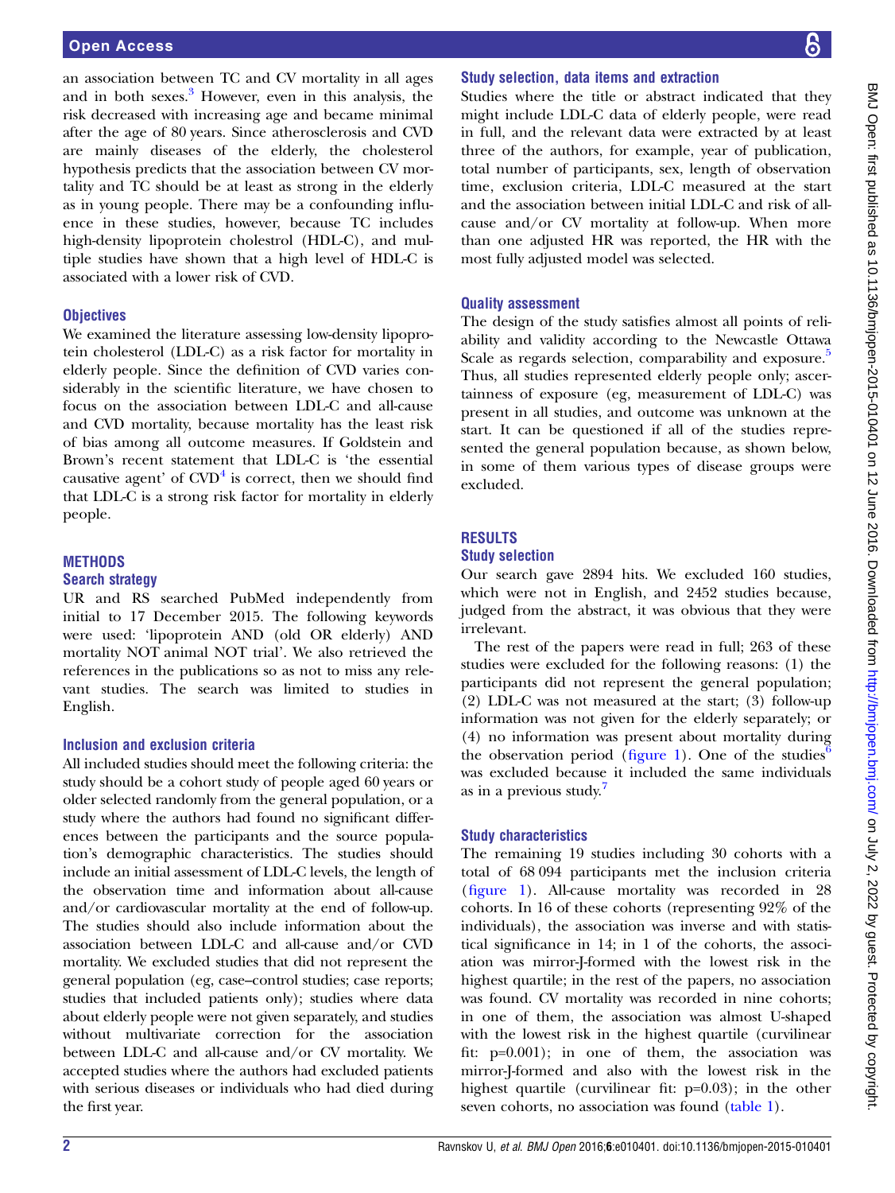an association between TC and CV mortality in all ages and in both sexes.[3] However, even in this analysis, the risk decreased with increasing age and became minimal after the age of 80 years. Since atherosclerosis and CVD are mainly diseases of the elderly, the cholesterol hypothesis predicts that the association between CV mortality and TC should be at least as strong in the elderly as in young people. There may be a confounding influence in these studies, however, because TC includes high-density lipoprotein cholestrol (HDL-C), and multiple studies have shown that a high level of HDL-C is associated with a lower risk of CVD.

### Objectives

We examined the literature assessing low-density lipoprotein cholesterol (LDL-C) as a risk factor for mortality in elderly people. Since the definition of CVD varies considerably in the scientific literature, we have chosen to focus on the association between LDL-C and all-cause and CVD mortality, because mortality has the least risk of bias among all outcome measures. If Goldstein and Brown's recent statement that LDL-C is 'the essential causative agent' of CVD[4] is correct, then we should find that LDL-C is a strong risk factor for mortality in elderly people.

## METHODS

### Search strategy

UR and RS searched PubMed independently from initial to 17 December 2015. The following keywords were used: 'lipoprotein AND (old OR elderly) AND mortality NOT animal NOT trial'. We also retrieved the references in the publications so as not to miss any relevant studies. The search was limited to studies in English.

### Inclusion and exclusion criteria

All included studies should meet the following criteria: the study should be a cohort study of people aged 60 years or older selected randomly from the general population, or a study where the authors had found no significant differences between the participants and the source population's demographic characteristics. The studies should include an initial assessment of LDL-C levels, the length of the observation time and information about all-cause and/or cardiovascular mortality at the end of follow-up. The studies should also include information about the association between LDL-C and all-cause and/or CVD mortality. We excluded studies that did not represent the general population (eg, case–control studies; case reports; studies that included patients only); studies where data about elderly people were not given separately, and studies without multivariate correction for the association between LDL-C and all-cause and/or CV mortality. We accepted studies where the authors had excluded patients with serious diseases or individuals who had died during the first year.

### Study selection, data items and extraction

Studies where the title or abstract indicated that they might include LDL-C data of elderly people, were read in full, and the relevant data were extracted by at least three of the authors, for example, year of publication, total number of participants, sex, length of observation time, exclusion criteria, LDL-C measured at the start and the association between initial LDL-C and risk of all-cause and/or CV mortality at follow-up. When more than one adjusted HR was reported, the HR with the most fully adjusted model was selected.

### Quality assessment

The design of the study satisfies almost all points of reliability and validity according to the Newcastle Ottawa Scale as regards selection, comparability and exposure.[5] Thus, all studies represented elderly people only; ascertainness of exposure (eg, measurement of LDL-C) was present in all studies, and outcome was unknown at the start. It can be questioned if all of the studies represented the general population because, as shown below, in some of them various types of disease groups were excluded.

## RESULTS

### Study selection

Our search gave 2894 hits. We excluded 160 studies, which were not in English, and 2452 studies because, judged from the abstract, it was obvious that they were irrelevant.

The rest of the papers were read in full; 263 of these studies were excluded for the following reasons: (1) the participants did not represent the general population; (2) LDL-C was not measured at the start; (3) follow-up information was not given for the elderly separately; or (4) no information was present about mortality during the observation period (figure 1). One of the studies[6] was excluded because it included the same individuals as in a previous study.[7]

### Study characteristics

The remaining 19 studies including 30 cohorts with a total of 68 094 participants met the inclusion criteria (figure 1). All-cause mortality was recorded in 28 cohorts. In 16 of these cohorts (representing 92% of the individuals), the association was inverse and with statistical significance in 14; in 1 of the cohorts, the association was mirror-J-formed with the lowest risk in the highest quartile; in the rest of the papers, no association was found. CV mortality was recorded in nine cohorts; in one of them, the association was almost U-shaped with the lowest risk in the highest quartile (curvilinear fit: p=0.001); in one of them, the association was mirror-J-formed and also with the lowest risk in the highest quartile (curvilinear fit: p=0.03); in the other seven cohorts, no association was found (table 1).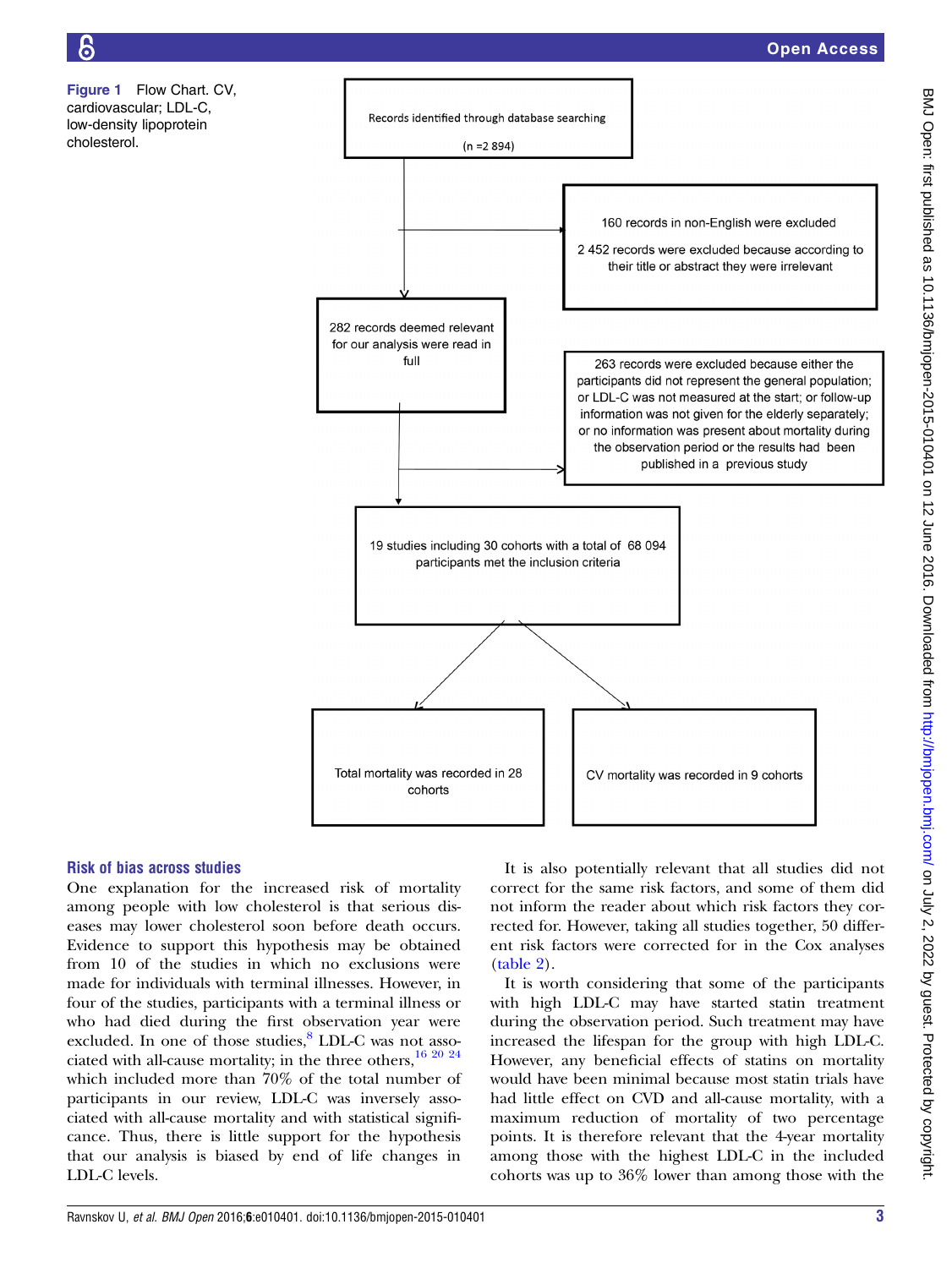Figure 1 Flow Chart. CV, cardiovascular; LDL-C, low-density lipoprotein cholesterol.

Records identified through database searching (n =2 894)

160 records in non-English were excluded

2 452 records were excluded because according to their title or abstract they were irrelevant

282 records deemed relevant for our analysis were read in full

263 records were excluded because either the participants did not represent the general population; or LDL-C was not measured at the start; or follow-up information was not given for the elderly separately; or no information was present about mortality during the observation period or the results had been published in a previous study

19 studies including 30 cohorts with a total of 68 094 participants met the inclusion criteria

Total mortality was recorded in 28 cohorts

CV mortality was recorded in 9 cohorts

### Risk of bias across studies

One explanation for the increased risk of mortality among people with low cholesterol is that serious diseases may lower cholesterol soon before death occurs. Evidence to support this hypothesis may be obtained from 10 of the studies in which no exclusions were made for individuals with terminal illnesses. However, in four of the studies, participants with a terminal illness or who had died during the first observation year were excluded. In one of those studies,[8] LDL-C was not associated with all-cause mortality; in the three others,[16 20 24] which included more than 70% of the total number of participants in our review, LDL-C was inversely associated with all-cause mortality and with statistical significance. Thus, there is little support for the hypothesis that our analysis is biased by end of life changes in LDL-C levels.

It is also potentially relevant that all studies did not correct for the same risk factors, and some of them did not inform the reader about which risk factors they corrected for. However, taking all studies together, 50 different risk factors were corrected for in the Cox analyses (table 2).

It is worth considering that some of the participants with high LDL-C may have started statin treatment during the observation period. Such treatment may have increased the lifespan for the group with high LDL-C. However, any beneficial effects of statins on mortality would have been minimal because most statin trials have had little effect on CVD and all-cause mortality, with a maximum reduction of mortality of two percentage points. It is therefore relevant that the 4-year mortality among those with the highest LDL-C in the included cohorts was up to 36% lower than among those with the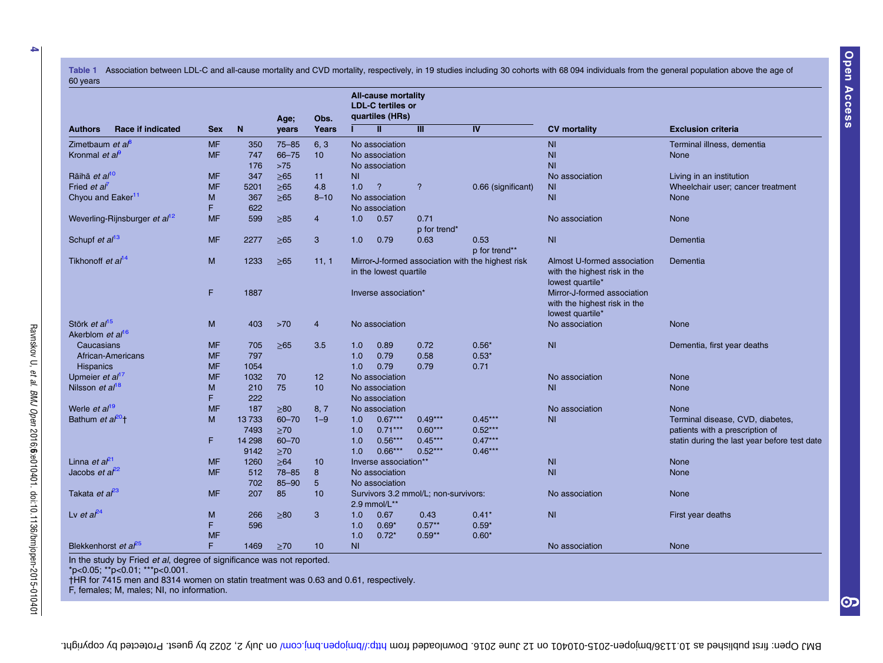**Table 1** Association between LDL-C and all-cause mortality and CVD mortality, respectively, in 19 studies including 30 cohorts with 68 094 individuals from the general population above the age of 60 years

| Authors | Race if indicated | Sex | N | Age; years | Obs. Years | All-cause mortality LDL-C tertiles or quartiles (HRs) I | II | III | IV | CV mortality | Exclusion criteria |
|---|---|---|---|---|---|---|---|---|---|---|---|
| Zimetbaum *et al*[8] | | MF | 350 | 75–85 | 6, 3 | No association | | | | NI | Terminal illness, dementia |
| Kronmal *et al*[9] | | MF | 747 | 66–75 | 10 | No association | | | | NI | None |
| | | | 176 | >75 | | No association | | | | NI | |
| Räihä *et al*[10] | | MF | 347 | ≥65 | 11 | NI | | | | No association | Living in an institution |
| Fried *et al*[7] | | MF | 5201 | ≥65 | 4.8 | 1.0 | ? | ? | 0.66 (significant) | NI | Wheelchair user; cancer treatment |
| Chyou and Eaker[11] | | M | 367 | ≥65 | 8–10 | No association | | | | NI | None |
| | | F | 622 | | | No association | | | | | |
| Weverling-Rijnsburger *et al*[12] | | MF | 599 | ≥85 | 4 | 1.0 | 0.57 | 0.71 p for trend* | | No association | None |
| Schupf *et al*[13] | | MF | 2277 | ≥65 | 3 | 1.0 | 0.79 | 0.63 | 0.53 p for trend** | NI | Dementia |
| Tikhonoff *et al*[14] | | M | 1233 | ≥65 | 11, 1 | Mirror-J-formed association with the highest risk in the lowest quartile | | | | Almost U-formed association with the highest risk in the lowest quartile* | Dementia |
| | | F | 1887 | | | Inverse association* | | | | Mirror-J-formed association with the highest risk in the lowest quartile* | |
| Störk *et al*[15] | | M | 403 | >70 | 4 | No association | | | | No association | None |
| Akerblom *et al*[16] | | | | | | | | | | | |
| | Caucasians | MF | 705 | ≥65 | 3.5 | 1.0 | 0.89 | 0.72 | 0.56* | NI | Dementia, first year deaths |
| | African-Americans | MF | 797 | | | 1.0 | 0.79 | 0.58 | 0.53* | | |
| | Hispanics | MF | 1054 | | | 1.0 | 0.79 | 0.79 | 0.71 | | |
| Upmeier *et al*[17] | | MF | 1032 | 70 | 12 | No association | | | | No association | None |
| Nilsson *et al*[18] | | M | 210 | 75 | 10 | No association | | | | NI | None |
| | | F | 222 | | | No association | | | | | |
| Werle *et al*[19] | | MF | 187 | ≥80 | 8, 7 | No association | | | | No association | None |
| Bathum *et al*[20]† | | M | 13 733 | 60–70 | 1–9 | 1.0 | 0.67*** | 0.49*** | 0.45*** | NI | Terminal disease, CVD, diabetes, |
| | | | 7493 | ≥70 | | 1.0 | 0.71*** | 0.60*** | 0.52*** | | patients with a prescription of |
| | | F | 14 298 | 60–70 | | 1.0 | 0.56*** | 0.45*** | 0.47*** | | statin during the last year before test date |
| | | | 9142 | ≥70 | | 1.0 | 0.66*** | 0.52*** | 0.46*** | | |
| Linna *et al*[21] | | MF | 1260 | ≥64 | 10 | Inverse association** | | | | NI | None |
| Jacobs *et al*[22] | | MF | 512 | 78–85 | 8 | No association | | | | NI | None |
| | | | 702 | 85–90 | 5 | No association | | | | | |
| Takata *et al*[23] | | MF | 207 | 85 | 10 | Survivors 3.2 mmol/L; non-survivors: 2.9 mmol/L** | | | | No association | None |
| Lv *et al*[24] | | M | 266 | ≥80 | 3 | 1.0 | 0.67 | 0.43 | 0.41* | NI | First year deaths |
| | | F | 596 | | | 1.0 | 0.69* | 0.57** | 0.59* | | |
| | | MF | | | | 1.0 | 0.72* | 0.59** | 0.60* | | |
| Blekkenhorst *et al*[25] | | F | 1469 | ≥70 | 10 | NI | | | | No association | None |

In the study by Fried *et al*, degree of significance was not reported.
*p<0.05; **p<0.01; ***p<0.001.
†HR for 7415 men and 8314 women on statin treatment was 0.63 and 0.61, respectively.
F, females; M, males; NI, no information.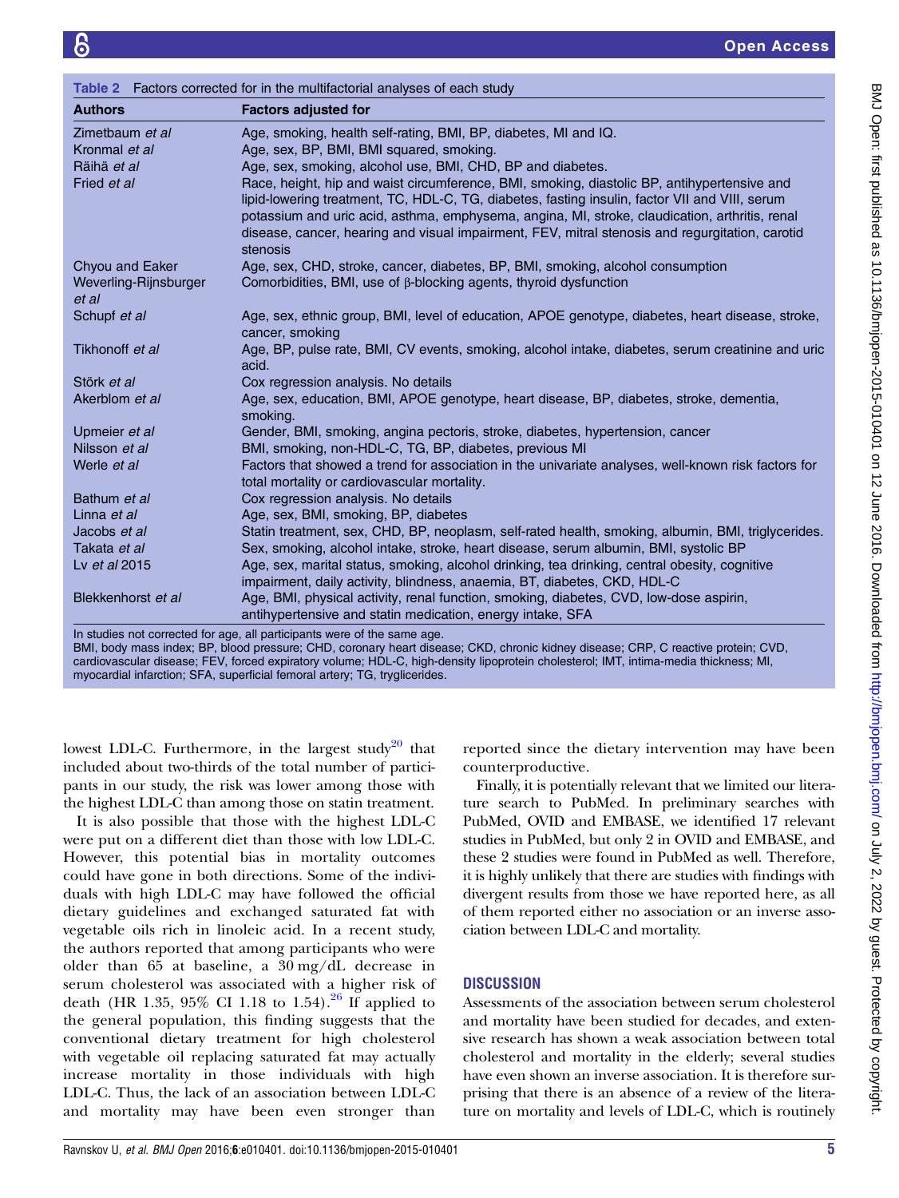Table 2 Factors corrected for in the multifactorial analyses of each study

| Authors | Factors adjusted for |
|---|---|
| Zimetbaum *et al* | Age, smoking, health self-rating, BMI, BP, diabetes, MI and IQ. |
| Kronmal *et al* | Age, sex, BP, BMI, BMI squared, smoking. |
| Räihä *et al* | Age, sex, smoking, alcohol use, BMI, CHD, BP and diabetes. |
| Fried *et al* | Race, height, hip and waist circumference, BMI, smoking, diastolic BP, antihypertensive and lipid-lowering treatment, TC, HDL-C, TG, diabetes, fasting insulin, factor VII and VIII, serum potassium and uric acid, asthma, emphysema, angina, MI, stroke, claudication, arthritis, renal disease, cancer, hearing and visual impairment, FEV, mitral stenosis and regurgitation, carotid stenosis |
| Chyou and Eaker | Age, sex, CHD, stroke, cancer, diabetes, BP, BMI, smoking, alcohol consumption |
| Weverling-Rijnsburger *et al* | Comorbidities, BMI, use of β-blocking agents, thyroid dysfunction |
| Schupf *et al* | Age, sex, ethnic group, BMI, level of education, APOE genotype, diabetes, heart disease, stroke, cancer, smoking |
| Tikhonoff *et al* | Age, BP, pulse rate, BMI, CV events, smoking, alcohol intake, diabetes, serum creatinine and uric acid. |
| Störk *et al* | Cox regression analysis. No details |
| Akerblom *et al* | Age, sex, education, BMI, APOE genotype, heart disease, BP, diabetes, stroke, dementia, smoking. |
| Upmeier *et al* | Gender, BMI, smoking, angina pectoris, stroke, diabetes, hypertension, cancer |
| Nilsson *et al* | BMI, smoking, non-HDL-C, TG, BP, diabetes, previous MI |
| Werle *et al* | Factors that showed a trend for association in the univariate analyses, well-known risk factors for total mortality or cardiovascular mortality. |
| Bathum *et al* | Cox regression analysis. No details |
| Linna *et al* | Age, sex, BMI, smoking, BP, diabetes |
| Jacobs *et al* | Statin treatment, sex, CHD, BP, neoplasm, self-rated health, smoking, albumin, BMI, triglycerides. |
| Takata *et al* | Sex, smoking, alcohol intake, stroke, heart disease, serum albumin, BMI, systolic BP |
| Lv *et al* 2015 | Age, sex, marital status, smoking, alcohol drinking, tea drinking, central obesity, cognitive impairment, daily activity, blindness, anaemia, BT, diabetes, CKD, HDL-C |
| Blekkenhorst *et al* | Age, BMI, physical activity, renal function, smoking, diabetes, CVD, low-dose aspirin, antihypertensive and statin medication, energy intake, SFA |

In studies not corrected for age, all participants were of the same age.
BMI, body mass index; BP, blood pressure; CHD, coronary heart disease; CKD, chronic kidney disease; CRP, C reactive protein; CVD, cardiovascular disease; FEV, forced expiratory volume; HDL-C, high-density lipoprotein cholesterol; IMT, intima-media thickness; MI, myocardial infarction; SFA, superficial femoral artery; TG, tryglicerides.

lowest LDL-C. Furthermore, in the largest study[20] that included about two-thirds of the total number of participants in our study, the risk was lower among those with the highest LDL-C than among those on statin treatment.

It is also possible that those with the highest LDL-C were put on a different diet than those with low LDL-C. However, this potential bias in mortality outcomes could have gone in both directions. Some of the individuals with high LDL-C may have followed the official dietary guidelines and exchanged saturated fat with vegetable oils rich in linoleic acid. In a recent study, the authors reported that among participants who were older than 65 at baseline, a 30 mg/dL decrease in serum cholesterol was associated with a higher risk of death (HR 1.35, 95% CI 1.18 to 1.54).[26] If applied to the general population, this finding suggests that the conventional dietary treatment for high cholesterol with vegetable oil replacing saturated fat may actually increase mortality in those individuals with high LDL-C. Thus, the lack of an association between LDL-C and mortality may have been even stronger than reported since the dietary intervention may have been counterproductive.

Finally, it is potentially relevant that we limited our literature search to PubMed. In preliminary searches with PubMed, OVID and EMBASE, we identified 17 relevant studies in PubMed, but only 2 in OVID and EMBASE, and these 2 studies were found in PubMed as well. Therefore, it is highly unlikely that there are studies with findings with divergent results from those we have reported here, as all of them reported either no association or an inverse association between LDL-C and mortality.

## DISCUSSION

Assessments of the association between serum cholesterol and mortality have been studied for decades, and extensive research has shown a weak association between total cholesterol and mortality in the elderly; several studies have even shown an inverse association. It is therefore surprising that there is an absence of a review of the literature on mortality and levels of LDL-C, which is routinely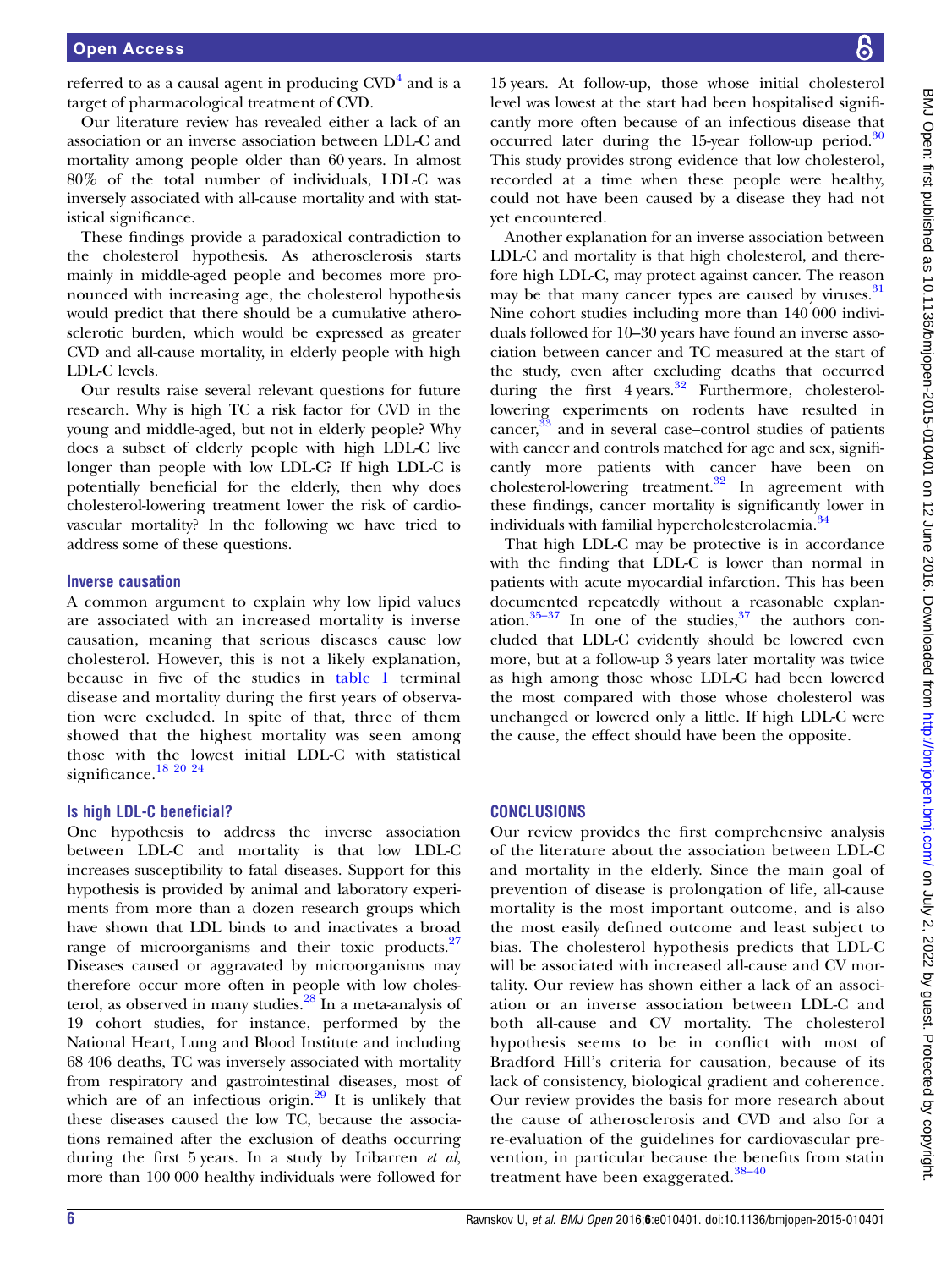referred to as a causal agent in producing CVD[4] and is a target of pharmacological treatment of CVD.

Our literature review has revealed either a lack of an association or an inverse association between LDL-C and mortality among people older than 60 years. In almost 80% of the total number of individuals, LDL-C was inversely associated with all-cause mortality and with statistical significance.

These findings provide a paradoxical contradiction to the cholesterol hypothesis. As atherosclerosis starts mainly in middle-aged people and becomes more pronounced with increasing age, the cholesterol hypothesis would predict that there should be a cumulative atherosclerotic burden, which would be expressed as greater CVD and all-cause mortality, in elderly people with high LDL-C levels.

Our results raise several relevant questions for future research. Why is high TC a risk factor for CVD in the young and middle-aged, but not in elderly people? Why does a subset of elderly people with high LDL-C live longer than people with low LDL-C? If high LDL-C is potentially beneficial for the elderly, then why does cholesterol-lowering treatment lower the risk of cardiovascular mortality? In the following we have tried to address some of these questions.

### Inverse causation

A common argument to explain why low lipid values are associated with an increased mortality is inverse causation, meaning that serious diseases cause low cholesterol. However, this is not a likely explanation, because in five of the studies in table 1 terminal disease and mortality during the first years of observation were excluded. In spite of that, three of them showed that the highest mortality was seen among those with the lowest initial LDL-C with statistical significance.[18 20 24]

### Is high LDL-C beneficial?

One hypothesis to address the inverse association between LDL-C and mortality is that low LDL-C increases susceptibility to fatal diseases. Support for this hypothesis is provided by animal and laboratory experiments from more than a dozen research groups which have shown that LDL binds to and inactivates a broad range of microorganisms and their toxic products.[27] Diseases caused or aggravated by microorganisms may therefore occur more often in people with low cholesterol, as observed in many studies.[28] In a meta-analysis of 19 cohort studies, for instance, performed by the National Heart, Lung and Blood Institute and including 68 406 deaths, TC was inversely associated with mortality from respiratory and gastrointestinal diseases, most of which are of an infectious origin.[29] It is unlikely that these diseases caused the low TC, because the associations remained after the exclusion of deaths occurring during the first 5 years. In a study by Iribarren *et al*, more than 100 000 healthy individuals were followed for 15 years. At follow-up, those whose initial cholesterol level was lowest at the start had been hospitalised significantly more often because of an infectious disease that occurred later during the 15-year follow-up period.[30] This study provides strong evidence that low cholesterol, recorded at a time when these people were healthy, could not have been caused by a disease they had not yet encountered.

Another explanation for an inverse association between LDL-C and mortality is that high cholesterol, and therefore high LDL-C, may protect against cancer. The reason may be that many cancer types are caused by viruses.[31] Nine cohort studies including more than 140 000 individuals followed for 10–30 years have found an inverse association between cancer and TC measured at the start of the study, even after excluding deaths that occurred during the first 4 years.[32] Furthermore, cholesterol-lowering experiments on rodents have resulted in cancer,[33] and in several case–control studies of patients with cancer and controls matched for age and sex, significantly more patients with cancer have been on cholesterol-lowering treatment.[32] In agreement with these findings, cancer mortality is significantly lower in individuals with familial hypercholesterolaemia.[34]

That high LDL-C may be protective is in accordance with the finding that LDL-C is lower than normal in patients with acute myocardial infarction. This has been documented repeatedly without a reasonable explanation.[35–37] In one of the studies,[37] the authors concluded that LDL-C evidently should be lowered even more, but at a follow-up 3 years later mortality was twice as high among those whose LDL-C had been lowered the most compared with those whose cholesterol was unchanged or lowered only a little. If high LDL-C were the cause, the effect should have been the opposite.

## CONCLUSIONS

Our review provides the first comprehensive analysis of the literature about the association between LDL-C and mortality in the elderly. Since the main goal of prevention of disease is prolongation of life, all-cause mortality is the most important outcome, and is also the most easily defined outcome and least subject to bias. The cholesterol hypothesis predicts that LDL-C will be associated with increased all-cause and CV mortality. Our review has shown either a lack of an association or an inverse association between LDL-C and both all-cause and CV mortality. The cholesterol hypothesis seems to be in conflict with most of Bradford Hill's criteria for causation, because of its lack of consistency, biological gradient and coherence. Our review provides the basis for more research about the cause of atherosclerosis and CVD and also for a re-evaluation of the guidelines for cardiovascular prevention, in particular because the benefits from statin treatment have been exaggerated.[38–40]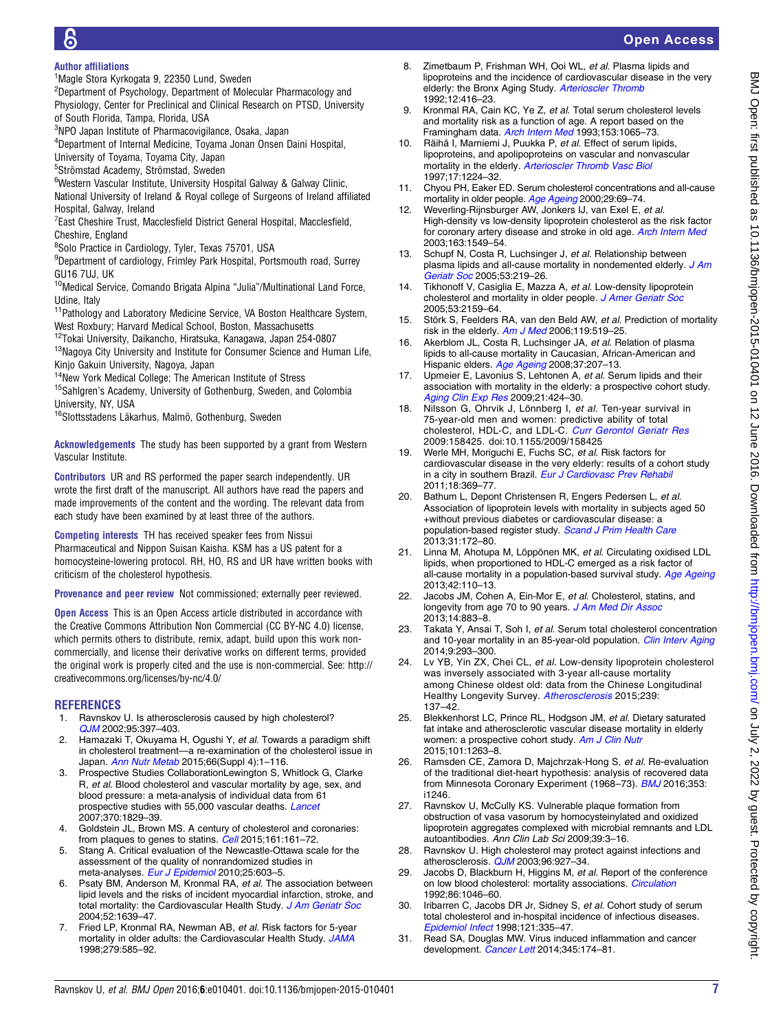**Author affiliations**

[1]Magle Stora Kyrkogata 9, 22350 Lund, Sweden
[2]Department of Psychology, Department of Molecular Pharmacology and Physiology, Center for Preclinical and Clinical Research on PTSD, University of South Florida, Tampa, Florida, USA
[3]NPO Japan Institute of Pharmacovigilance, Osaka, Japan
[4]Department of Internal Medicine, Toyama Jonan Onsen Daini Hospital, University of Toyama, Toyama City, Japan
[5]Strömstad Academy, Strömstad, Sweden
[6]Western Vascular Institute, University Hospital Galway & Galway Clinic, National University of Ireland & Royal college of Surgeons of Ireland affiliated Hospital, Galway, Ireland
[7]East Cheshire Trust, Macclesfield District General Hospital, Macclesfield, Cheshire, England
[8]Solo Practice in Cardiology, Tyler, Texas 75701, USA
[9]Department of cardiology, Frimley Park Hospital, Portsmouth road, Surrey GU16 7JU, UK
[10]Medical Service, Comando Brigata Alpina "Julia"/Multinational Land Force, Udine, Italy
[11]Pathology and Laboratory Medicine Service, VA Boston Healthcare System, West Roxbury; Harvard Medical School, Boston, Massachusetts
[12]Tokai University, Daikancho, Hiratsuka, Kanagawa, Japan 254-0807
[13]Nagoya City University and Institute for Consumer Science and Human Life, Kinjo Gakuin University, Nagoya, Japan
[14]New York Medical College; The American Institute of Stress
[15]Sahlgren's Academy, University of Gothenburg, Sweden, and Colombia University, NY, USA
[16]Slottsstadens Läkarhus, Malmö, Gothenburg, Sweden

**Acknowledgements** The study has been supported by a grant from Western Vascular Institute.

**Contributors** UR and RS performed the paper search independently. UR wrote the first draft of the manuscript. All authors have read the papers and made improvements of the content and the wording. The relevant data from each study have been examined by at least three of the authors.

**Competing interests** TH has received speaker fees from Nissui Pharmaceutical and Nippon Suisan Kaisha. KSM has a US patent for a homocysteine-lowering protocol. RH, HO, RS and UR have written books with criticism of the cholesterol hypothesis.

**Provenance and peer review** Not commissioned; externally peer reviewed.

**Open Access** This is an Open Access article distributed in accordance with the Creative Commons Attribution Non Commercial (CC BY-NC 4.0) license, which permits others to distribute, remix, adapt, build upon this work non-commercially, and license their derivative works on different terms, provided the original work is properly cited and the use is non-commercial. See: http://creativecommons.org/licenses/by-nc/4.0/

## REFERENCES

1. Ravnskov U. Is atherosclerosis caused by high cholesterol? *QJM* 2002;95:397–403.
2. Hamazaki T, Okuyama H, Ogushi Y, *et al.* Towards a paradigm shift in cholesterol treatment—a re-examination of the cholesterol issue in Japan. *Ann Nutr Metab* 2015;66(Suppl 4):1–116.
3. Prospective Studies CollaborationLewington S, Whitlock G, Clarke R, *et al.* Blood cholesterol and vascular mortality by age, sex, and blood pressure: a meta-analysis of individual data from 61 prospective studies with 55,000 vascular deaths. *Lancet* 2007;370:1829–39.
4. Goldstein JL, Brown MS. A century of cholesterol and coronaries: from plaques to genes to statins. *Cell* 2015;161:161–72.
5. Stang A. Critical evaluation of the Newcastle-Ottawa scale for the assessment of the quality of nonrandomized studies in meta-analyses. *Eur J Epidemiol* 2010;25:603–5.
6. Psaty BM, Anderson M, Kronmal RA, *et al.* The association between lipid levels and the risks of incident myocardial infarction, stroke, and total mortality: the Cardiovascular Health Study. *J Am Geriatr Soc* 2004;52:1639–47.
7. Fried LP, Kronmal RA, Newman AB, *et al.* Risk factors for 5-year mortality in older adults: the Cardiovascular Health Study. *JAMA* 1998;279:585–92.
8. Zimetbaum P, Frishman WH, Ooi WL, *et al.* Plasma lipids and lipoproteins and the incidence of cardiovascular disease in the very elderly: the Bronx Aging Study. *Arterioscler Thromb* 1992;12:416–23.
9. Kronmal RA, Cain KC, Ye Z, *et al.* Total serum cholesterol levels and mortality risk as a function of age. A report based on the Framingham data. *Arch Intern Med* 1993;153:1065–73.
10. Räihä I, Marniemi J, Puukka P, *et al.* Effect of serum lipids, lipoproteins, and apolipoproteins on vascular and nonvascular mortality in the elderly. *Arterioscler Thromb Vasc Biol* 1997;17:1224–32.
11. Chyou PH, Eaker ED. Serum cholesterol concentrations and all-cause mortality in older people. *Age Ageing* 2000;29:69–74.
12. Weverling-Rijnsburger AW, Jonkers IJ, van Exel E, *et al.* High-density vs low-density lipoprotein cholesterol as the risk factor for coronary artery disease and stroke in old age. *Arch Intern Med* 2003;163:1549–54.
13. Schupf N, Costa R, Luchsinger J, *et al.* Relationship between plasma lipids and all-cause mortality in nondemented elderly. *J Am Geriatr Soc* 2005;53:219–26.
14. Tikhonoff V, Casiglia E, Mazza A, *et al.* Low-density lipoprotein cholesterol and mortality in older people. *J Amer Geriatr Soc* 2005;53:2159–64.
15. Störk S, Feelders RA, van den Beld AW, *et al.* Prediction of mortality risk in the elderly. *Am J Med* 2006;119:519–25.
16. Akerblom JL, Costa R, Luchsinger JA, *et al.* Relation of plasma lipids to all-cause mortality in Caucasian, African-American and Hispanic elders. *Age Ageing* 2008;37:207–13.
17. Upmeier E, Lavonius S, Lehtonen A, *et al.* Serum lipids and their association with mortality in the elderly: a prospective cohort study. *Aging Clin Exp Res* 2009;21:424–30.
18. Nilsson G, Ohrvik J, Lönnberg I, *et al.* Ten-year survival in 75-year-old men and women: predictive ability of total cholesterol, HDL-C, and LDL-C. *Curr Gerontol Geriatr Res* 2009:158425. doi:10.1155/2009/158425
19. Werle MH, Moriguchi E, Fuchs SC, *et al.* Risk factors for cardiovascular disease in the very elderly: results of a cohort study in a city in southern Brazil. *Eur J Cardiovasc Prev Rehabil* 2011;18:369–77.
20. Bathum L, Depont Christensen R, Engers Pedersen L, *et al.* Association of lipoprotein levels with mortality in subjects aged 50 +without previous diabetes or cardiovascular disease: a population-based register study. *Scand J Prim Health Care* 2013;31:172–80.
21. Linna M, Ahotupa M, Löppönen MK, *et al.* Circulating oxidised LDL lipids, when proportioned to HDL-C emerged as a risk factor of all-cause mortality in a population-based survival study. *Age Ageing* 2013;42:110–13.
22. Jacobs JM, Cohen A, Ein-Mor E, *et al.* Cholesterol, statins, and longevity from age 70 to 90 years. *J Am Med Dir Assoc* 2013;14:883–8.
23. Takata Y, Ansai T, Soh I, *et al.* Serum total cholesterol concentration and 10-year mortality in an 85-year-old population. *Clin Interv Aging* 2014;9:293–300.
24. Lv YB, Yin ZX, Chei CL, *et al.* Low-density lipoprotein cholesterol was inversely associated with 3-year all-cause mortality among Chinese oldest old: data from the Chinese Longitudinal Healthy Longevity Survey. *Atherosclerosis* 2015;239:137–42.
25. Blekkenhorst LC, Prince RL, Hodgson JM, *et al.* Dietary saturated fat intake and atherosclerotic vascular disease mortality in elderly women: a prospective cohort study. *Am J Clin Nutr* 2015;101:1263–8.
26. Ramsden CE, Zamora D, Majchrzak-Hong S, *et al.* Re-evaluation of the traditional diet-heart hypothesis: analysis of recovered data from Minnesota Coronary Experiment (1968–73). *BMJ* 2016;353:i1246.
27. Ravnskov U, McCully KS. Vulnerable plaque formation from obstruction of vasa vasorum by homocysteinylated and oxidized lipoprotein aggregates complexed with microbial remnants and LDL autoantibodies. *Ann Clin Lab Sci* 2009;39:3–16.
28. Ravnskov U. High cholesterol may protect against infections and atherosclerosis. *QJM* 2003;96:927–34.
29. Jacobs D, Blackburn H, Higgins M, *et al.* Report of the conference on low blood cholesterol: mortality associations. *Circulation* 1992;86:1046–60.
30. Iribarren C, Jacobs DR Jr, Sidney S, *et al.* Cohort study of serum total cholesterol and in-hospital incidence of infectious diseases. *Epidemiol Infect* 1998;121:335–47.
31. Read SA, Douglas MW. Virus induced inflammation and cancer development. *Cancer Lett* 2014;345:174–81.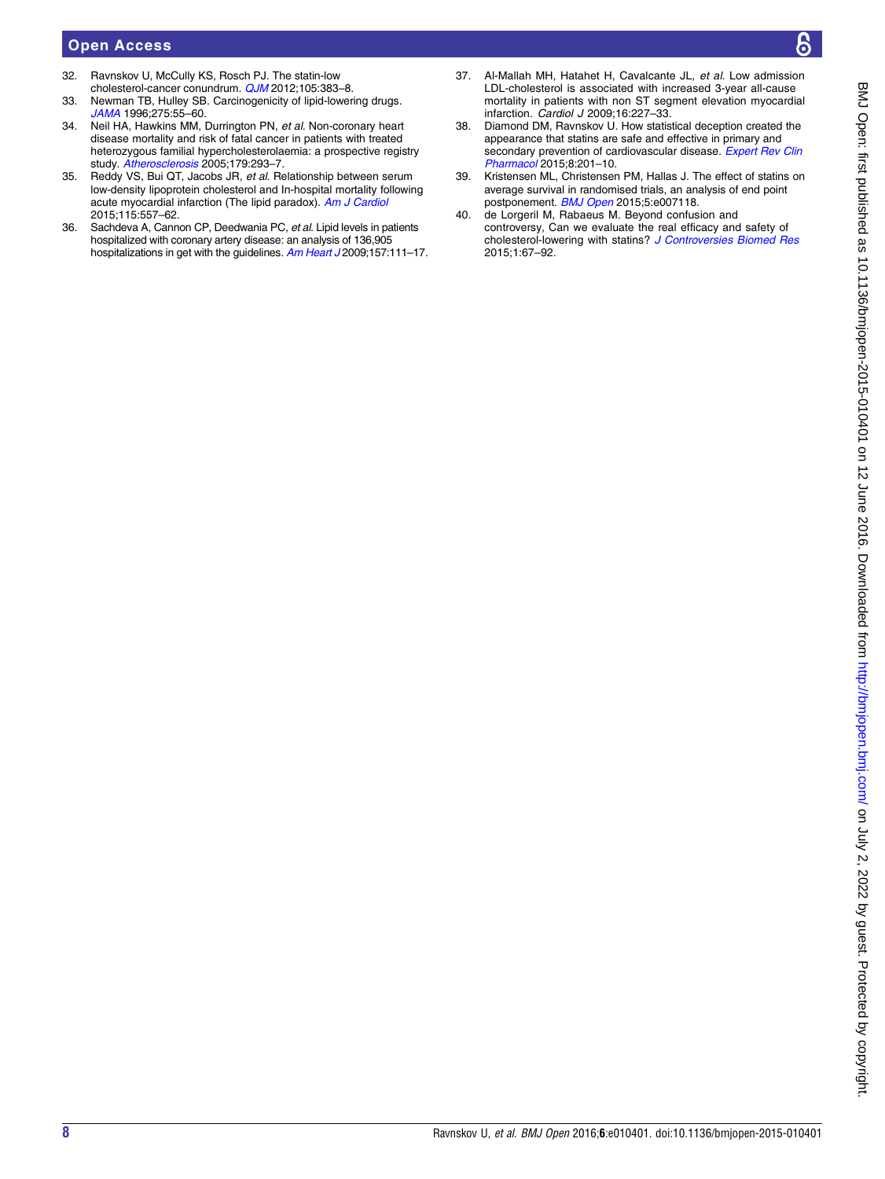32. Ravnskov U, McCully KS, Rosch PJ. The statin-low cholesterol-cancer conundrum. *QJM* 2012;105:383–8.
33. Newman TB, Hulley SB. Carcinogenicity of lipid-lowering drugs. *JAMA* 1996;275:55–60.
34. Neil HA, Hawkins MM, Durrington PN, *et al*. Non-coronary heart disease mortality and risk of fatal cancer in patients with treated heterozygous familial hypercholesterolaemia: a prospective registry study. *Atherosclerosis* 2005;179:293–7.
35. Reddy VS, Bui QT, Jacobs JR, *et al*. Relationship between serum low-density lipoprotein cholesterol and In-hospital mortality following acute myocardial infarction (The lipid paradox). *Am J Cardiol* 2015;115:557–62.
36. Sachdeva A, Cannon CP, Deedwania PC, *et al*. Lipid levels in patients hospitalized with coronary artery disease: an analysis of 136,905 hospitalizations in get with the guidelines. *Am Heart J* 2009;157:111–17.
37. Al-Mallah MH, Hatahet H, Cavalcante JL, *et al*. Low admission LDL-cholesterol is associated with increased 3-year all-cause mortality in patients with non ST segment elevation myocardial infarction. *Cardiol J* 2009;16:227–33.
38. Diamond DM, Ravnskov U. How statistical deception created the appearance that statins are safe and effective in primary and secondary prevention of cardiovascular disease. *Expert Rev Clin Pharmacol* 2015;8:201–10.
39. Kristensen ML, Christensen PM, Hallas J. The effect of statins on average survival in randomised trials, an analysis of end point postponement. *BMJ Open* 2015;5:e007118.
40. de Lorgeril M, Rabaeus M. Beyond confusion and controversy, Can we evaluate the real efficacy and safety of cholesterol-lowering with statins? *J Controversies Biomed Res* 2015;1:67–92.